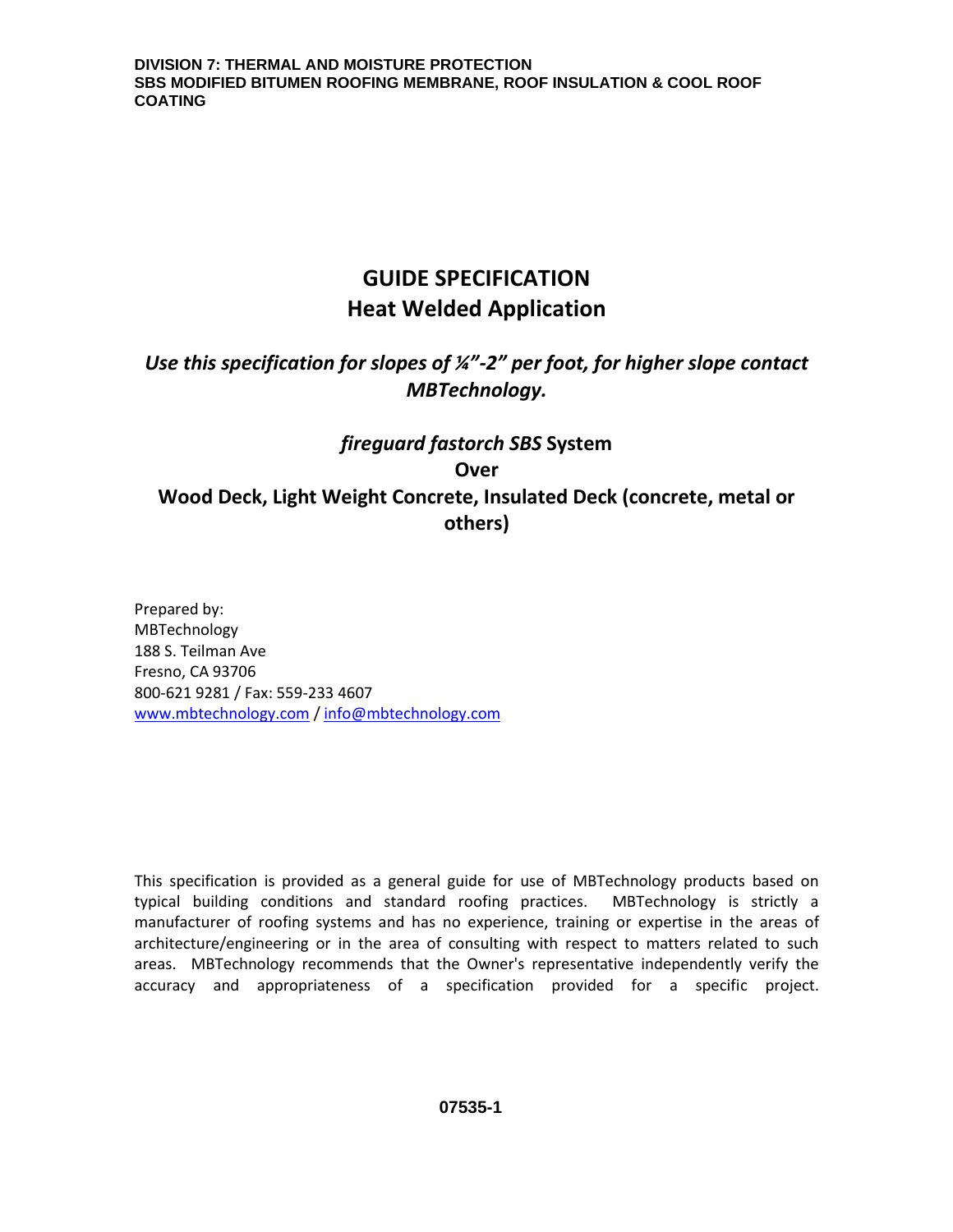**DIVISION 7: THERMAL AND MOISTURE PROTECTION**
**SBS MODIFIED BITUMEN ROOFING MEMBRANE, ROOF INSULATION & COOL ROOF COATING**

# GUIDE SPECIFICATION
# Heat Welded Application

***Use this specification for slopes of ¼"-2" per foot, for higher slope contact MBTechnology.***

## *fireguard fastorch SBS* System
## Over
## Wood Deck, Light Weight Concrete, Insulated Deck (concrete, metal or others)

Prepared by:
MBTechnology
188 S. Teilman Ave
Fresno, CA 93706
800-621 9281 / Fax: 559-233 4607
www.mbtechnology.com / info@mbtechnology.com

This specification is provided as a general guide for use of MBTechnology products based on typical building conditions and standard roofing practices. MBTechnology is strictly a manufacturer of roofing systems and has no experience, training or expertise in the areas of architecture/engineering or in the area of consulting with respect to matters related to such areas. MBTechnology recommends that the Owner's representative independently verify the accuracy and appropriateness of a specification provided for a specific project.

**07535-1**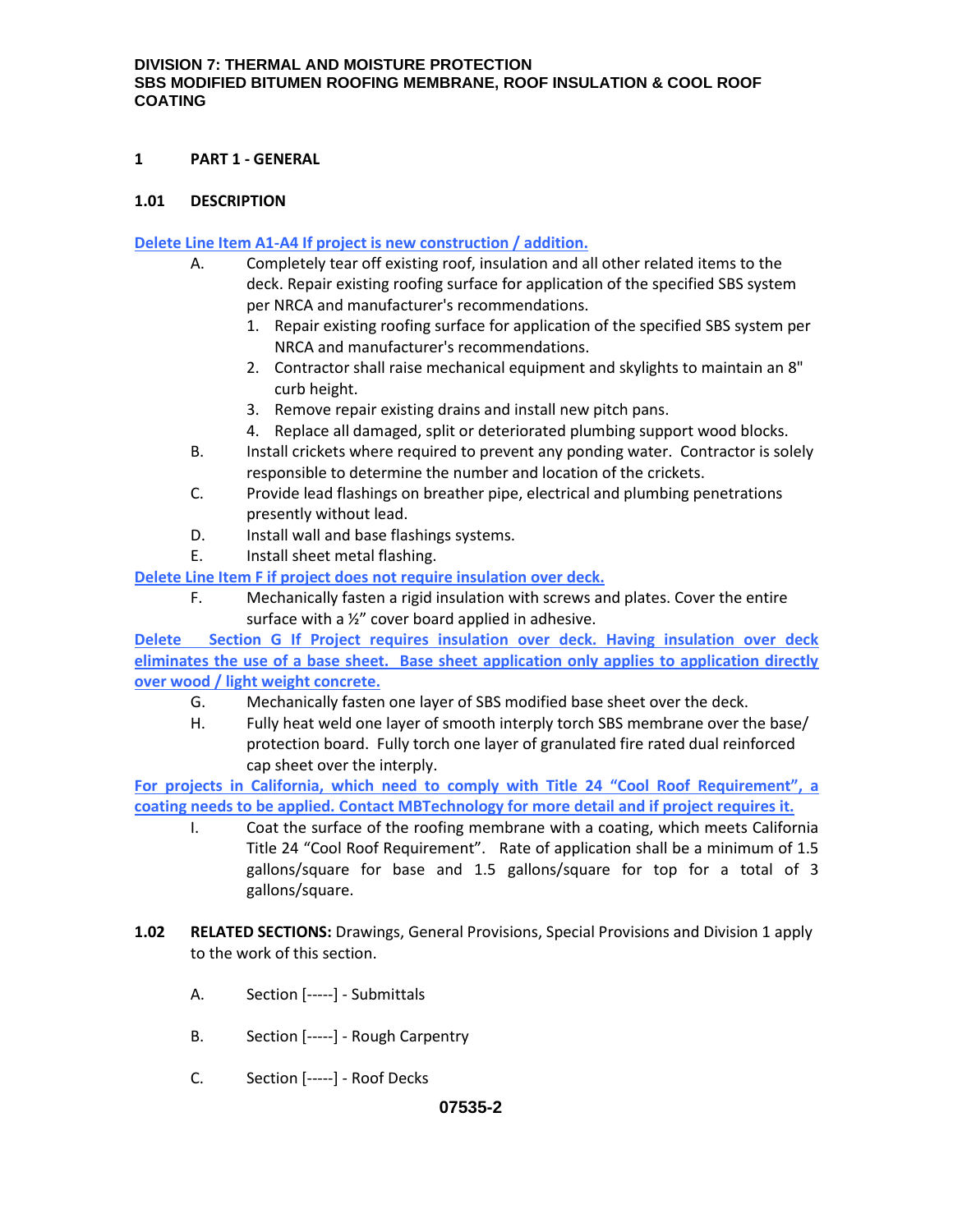**DIVISION 7: THERMAL AND MOISTURE PROTECTION**
**SBS MODIFIED BITUMEN ROOFING MEMBRANE, ROOF INSULATION & COOL ROOF COATING**

## 1 PART 1 - GENERAL

### 1.01 DESCRIPTION

**Delete Line Item A1-A4 If project is new construction / addition.**

A. Completely tear off existing roof, insulation and all other related items to the deck. Repair existing roofing surface for application of the specified SBS system per NRCA and manufacturer's recommendations.
   1. Repair existing roofing surface for application of the specified SBS system per NRCA and manufacturer's recommendations.
   2. Contractor shall raise mechanical equipment and skylights to maintain an 8" curb height.
   3. Remove repair existing drains and install new pitch pans.
   4. Replace all damaged, split or deteriorated plumbing support wood blocks.

B. Install crickets where required to prevent any ponding water. Contractor is solely responsible to determine the number and location of the crickets.

C. Provide lead flashings on breather pipe, electrical and plumbing penetrations presently without lead.

D. Install wall and base flashings systems.

E. Install sheet metal flashing.

**Delete Line Item F if project does not require insulation over deck.**

F. Mechanically fasten a rigid insulation with screws and plates. Cover the entire surface with a ½" cover board applied in adhesive.

**Delete Section G If Project requires insulation over deck. Having insulation over deck eliminates the use of a base sheet. Base sheet application only applies to application directly over wood / light weight concrete.**

G. Mechanically fasten one layer of SBS modified base sheet over the deck.

H. Fully heat weld one layer of smooth interply torch SBS membrane over the base/ protection board. Fully torch one layer of granulated fire rated dual reinforced cap sheet over the interply.

**For projects in California, which need to comply with Title 24 "Cool Roof Requirement", a coating needs to be applied. Contact MBTechnology for more detail and if project requires it.**

I. Coat the surface of the roofing membrane with a coating, which meets California Title 24 "Cool Roof Requirement". Rate of application shall be a minimum of 1.5 gallons/square for base and 1.5 gallons/square for top for a total of 3 gallons/square.

### 1.02 RELATED SECTIONS: 

Drawings, General Provisions, Special Provisions and Division 1 apply to the work of this section.

A. Section [-----] - Submittals

B. Section [-----] - Rough Carpentry

C. Section [-----] - Roof Decks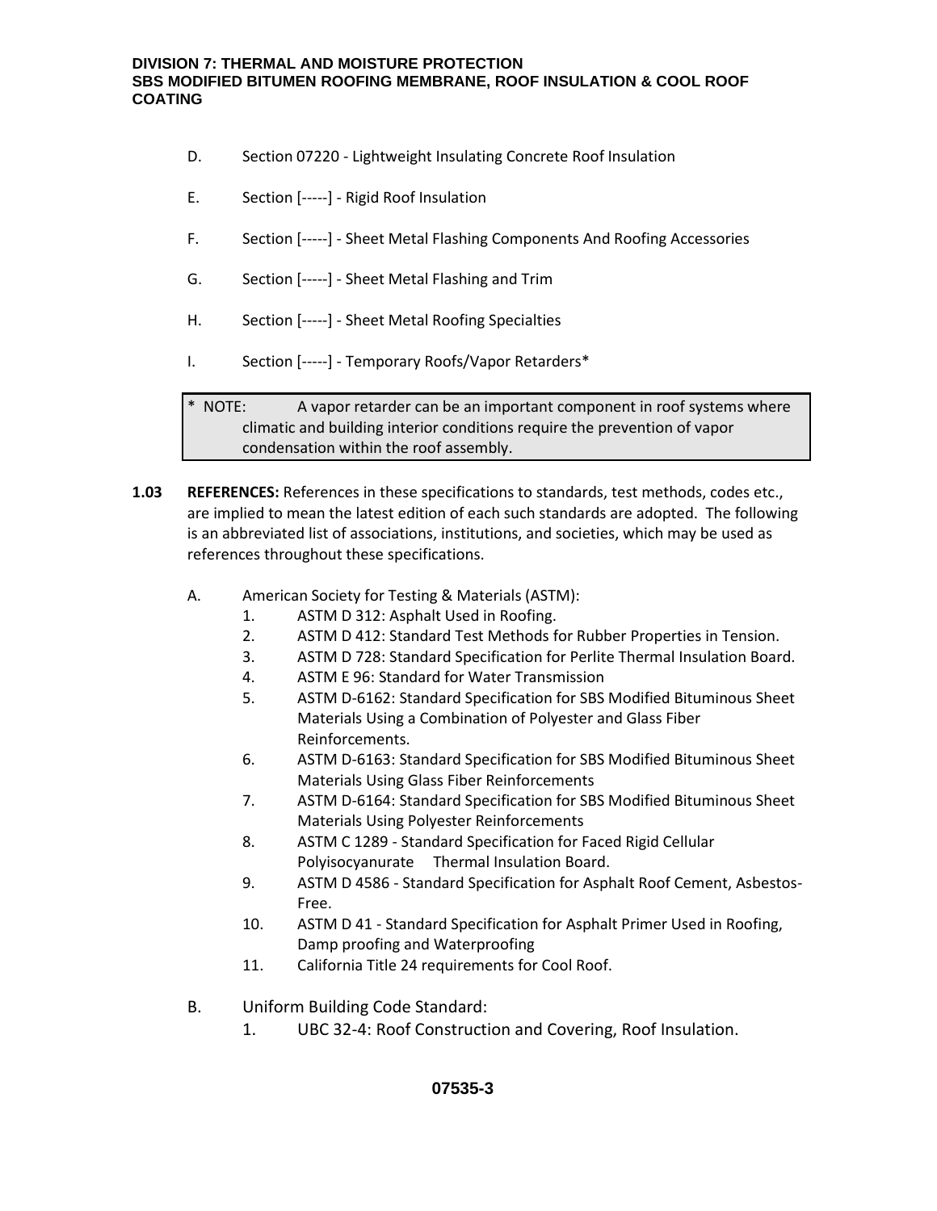D. Section 07220 - Lightweight Insulating Concrete Roof Insulation

E. Section [-----] - Rigid Roof Insulation

F. Section [-----] - Sheet Metal Flashing Components And Roofing Accessories

G. Section [-----] - Sheet Metal Flashing and Trim

H. Section [-----] - Sheet Metal Roofing Specialties

I. Section [-----] - Temporary Roofs/Vapor Retarders*

> * NOTE: A vapor retarder can be an important component in roof systems where climatic and building interior conditions require the prevention of vapor condensation within the roof assembly.

**1.03 REFERENCES:** References in these specifications to standards, test methods, codes etc., are implied to mean the latest edition of each such standards are adopted. The following is an abbreviated list of associations, institutions, and societies, which may be used as references throughout these specifications.

A. American Society for Testing & Materials (ASTM):
  1. ASTM D 312: Asphalt Used in Roofing.
  2. ASTM D 412: Standard Test Methods for Rubber Properties in Tension.
  3. ASTM D 728: Standard Specification for Perlite Thermal Insulation Board.
  4. ASTM E 96: Standard for Water Transmission
  5. ASTM D-6162: Standard Specification for SBS Modified Bituminous Sheet Materials Using a Combination of Polyester and Glass Fiber Reinforcements.
  6. ASTM D-6163: Standard Specification for SBS Modified Bituminous Sheet Materials Using Glass Fiber Reinforcements
  7. ASTM D-6164: Standard Specification for SBS Modified Bituminous Sheet Materials Using Polyester Reinforcements
  8. ASTM C 1289 - Standard Specification for Faced Rigid Cellular Polyisocyanurate Thermal Insulation Board.
  9. ASTM D 4586 - Standard Specification for Asphalt Roof Cement, Asbestos-Free.
  10. ASTM D 41 - Standard Specification for Asphalt Primer Used in Roofing, Damp proofing and Waterproofing
  11. California Title 24 requirements for Cool Roof.

B. Uniform Building Code Standard:
  1. UBC 32-4: Roof Construction and Covering, Roof Insulation.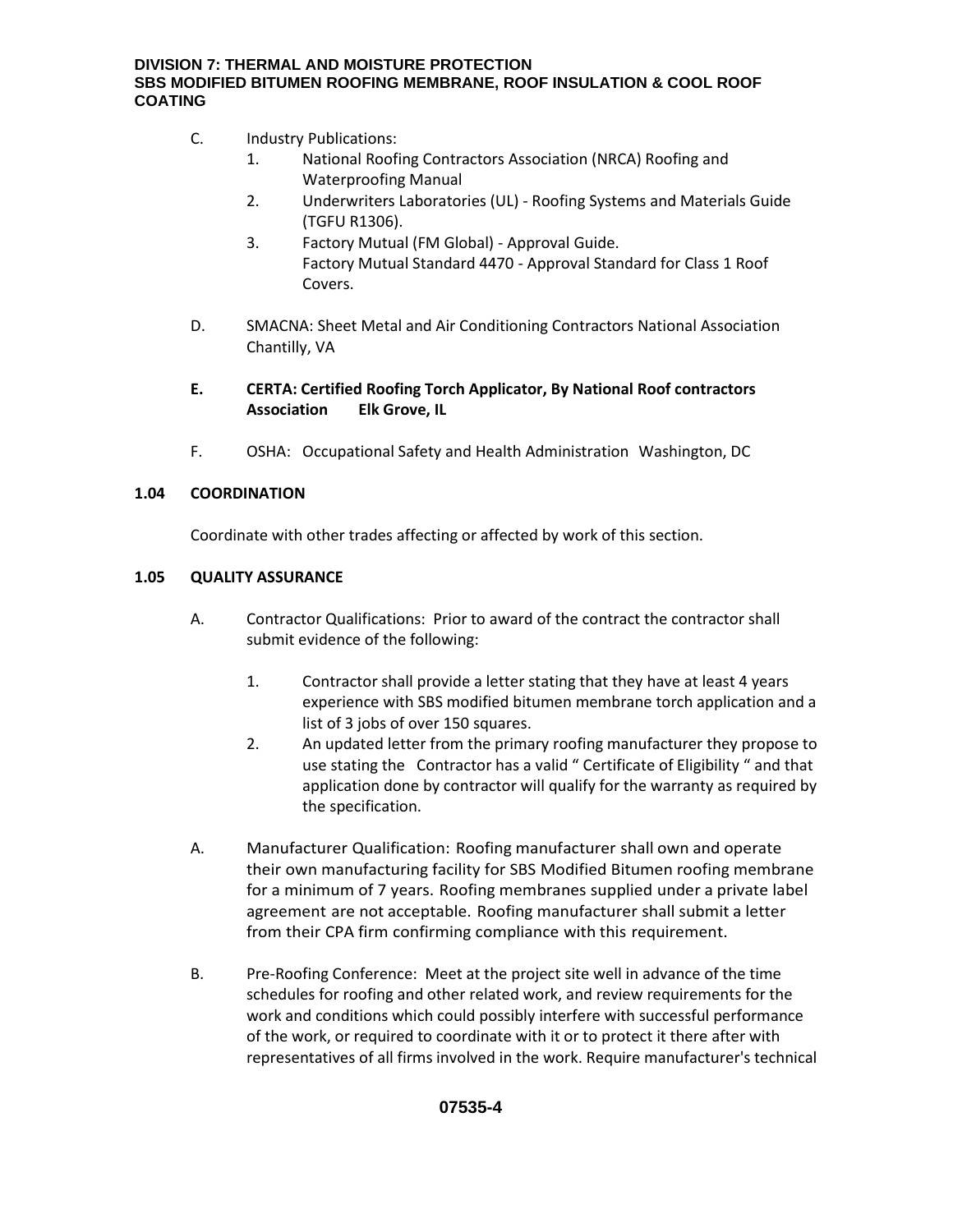C. Industry Publications:

1. National Roofing Contractors Association (NRCA) Roofing and Waterproofing Manual
2. Underwriters Laboratories (UL) - Roofing Systems and Materials Guide (TGFU R1306).
3. Factory Mutual (FM Global) - Approval Guide.
   Factory Mutual Standard 4470 - Approval Standard for Class 1 Roof Covers.

D. SMACNA: Sheet Metal and Air Conditioning Contractors National Association Chantilly, VA

**E. CERTA: Certified Roofing Torch Applicator, By National Roof contractors Association Elk Grove, IL**

F. OSHA: Occupational Safety and Health Administration Washington, DC

**1.04 COORDINATION**

Coordinate with other trades affecting or affected by work of this section.

**1.05 QUALITY ASSURANCE**

A. Contractor Qualifications: Prior to award of the contract the contractor shall submit evidence of the following:

1. Contractor shall provide a letter stating that they have at least 4 years experience with SBS modified bitumen membrane torch application and a list of 3 jobs of over 150 squares.
2. An updated letter from the primary roofing manufacturer they propose to use stating the Contractor has a valid " Certificate of Eligibility " and that application done by contractor will qualify for the warranty as required by the specification.

A. Manufacturer Qualification: Roofing manufacturer shall own and operate their own manufacturing facility for SBS Modified Bitumen roofing membrane for a minimum of 7 years. Roofing membranes supplied under a private label agreement are not acceptable. Roofing manufacturer shall submit a letter from their CPA firm confirming compliance with this requirement.

B. Pre-Roofing Conference: Meet at the project site well in advance of the time schedules for roofing and other related work, and review requirements for the work and conditions which could possibly interfere with successful performance of the work, or required to coordinate with it or to protect it there after with representatives of all firms involved in the work. Require manufacturer's technical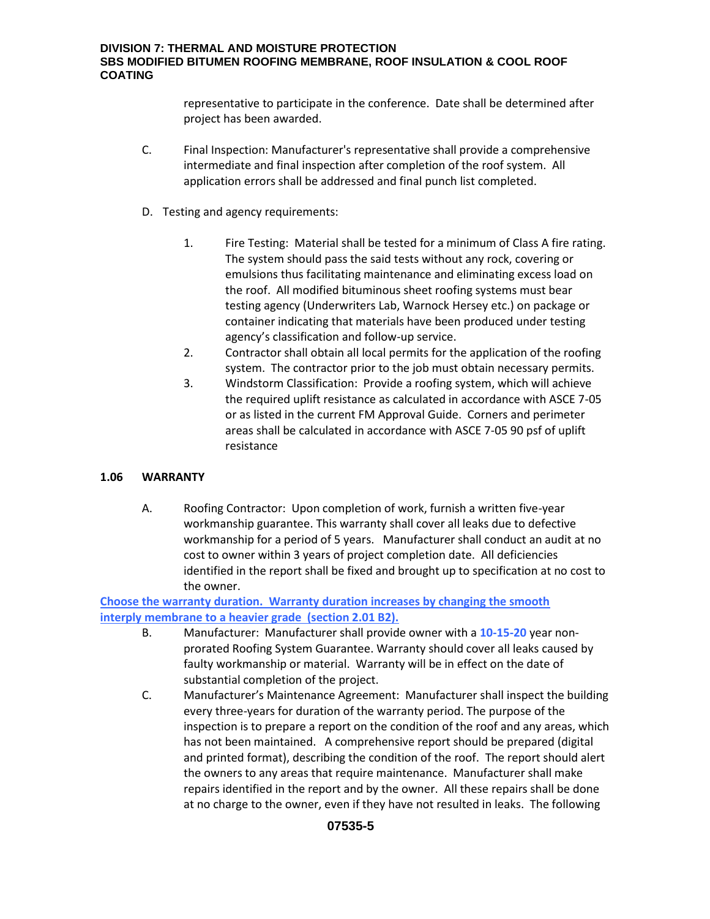representative to participate in the conference. Date shall be determined after project has been awarded.

C. Final Inspection: Manufacturer's representative shall provide a comprehensive intermediate and final inspection after completion of the roof system. All application errors shall be addressed and final punch list completed.

D. Testing and agency requirements:

1. Fire Testing: Material shall be tested for a minimum of Class A fire rating. The system should pass the said tests without any rock, covering or emulsions thus facilitating maintenance and eliminating excess load on the roof. All modified bituminous sheet roofing systems must bear testing agency (Underwriters Lab, Warnock Hersey etc.) on package or container indicating that materials have been produced under testing agency's classification and follow-up service.
2. Contractor shall obtain all local permits for the application of the roofing system. The contractor prior to the job must obtain necessary permits.
3. Windstorm Classification: Provide a roofing system, which will achieve the required uplift resistance as calculated in accordance with ASCE 7-05 or as listed in the current FM Approval Guide. Corners and perimeter areas shall be calculated in accordance with ASCE 7-05 90 psf of uplift resistance

**1.06 WARRANTY**

A. Roofing Contractor: Upon completion of work, furnish a written five-year workmanship guarantee. This warranty shall cover all leaks due to defective workmanship for a period of 5 years. Manufacturer shall conduct an audit at no cost to owner within 3 years of project completion date. All deficiencies identified in the report shall be fixed and brought up to specification at no cost to the owner.

**Choose the warranty duration. Warranty duration increases by changing the smooth interply membrane to a heavier grade (section 2.01 B2).**

B. Manufacturer: Manufacturer shall provide owner with a **10-15-20** year non-prorated Roofing System Guarantee. Warranty should cover all leaks caused by faulty workmanship or material. Warranty will be in effect on the date of substantial completion of the project.

C. Manufacturer's Maintenance Agreement: Manufacturer shall inspect the building every three-years for duration of the warranty period. The purpose of the inspection is to prepare a report on the condition of the roof and any areas, which has not been maintained. A comprehensive report should be prepared (digital and printed format), describing the condition of the roof. The report should alert the owners to any areas that require maintenance. Manufacturer shall make repairs identified in the report and by the owner. All these repairs shall be done at no charge to the owner, even if they have not resulted in leaks. The following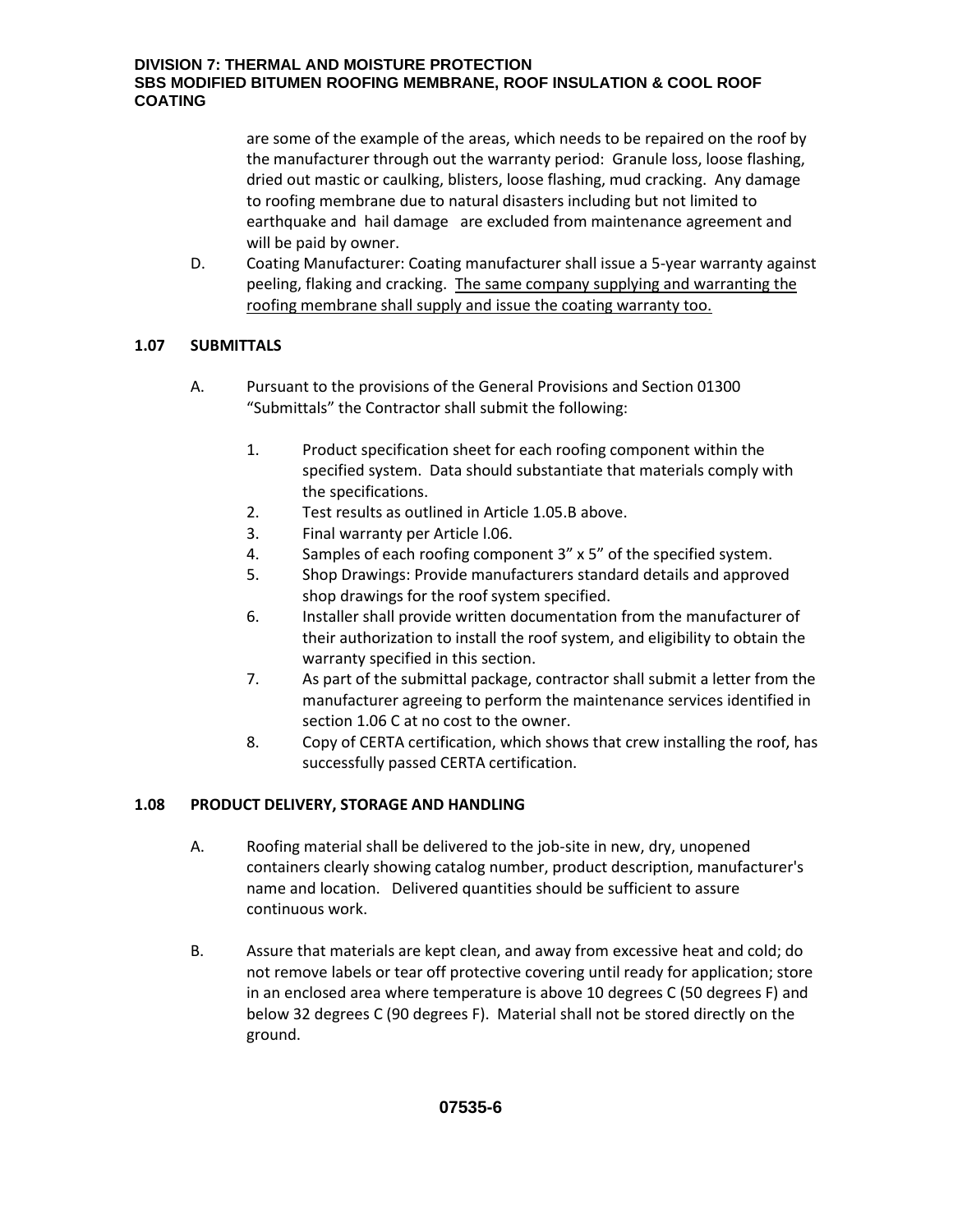are some of the example of the areas, which needs to be repaired on the roof by the manufacturer through out the warranty period: Granule loss, loose flashing, dried out mastic or caulking, blisters, loose flashing, mud cracking. Any damage to roofing membrane due to natural disasters including but not limited to earthquake and hail damage are excluded from maintenance agreement and will be paid by owner.

D. Coating Manufacturer: Coating manufacturer shall issue a 5-year warranty against peeling, flaking and cracking. <u>The same company supplying and warranting the roofing membrane shall supply and issue the coating warranty too.</u>

## 1.07 SUBMITTALS

A. Pursuant to the provisions of the General Provisions and Section 01300 "Submittals" the Contractor shall submit the following:

1. Product specification sheet for each roofing component within the specified system. Data should substantiate that materials comply with the specifications.
2. Test results as outlined in Article 1.05.B above.
3. Final warranty per Article l.06.
4. Samples of each roofing component 3" x 5" of the specified system.
5. Shop Drawings: Provide manufacturers standard details and approved shop drawings for the roof system specified.
6. Installer shall provide written documentation from the manufacturer of their authorization to install the roof system, and eligibility to obtain the warranty specified in this section.
7. As part of the submittal package, contractor shall submit a letter from the manufacturer agreeing to perform the maintenance services identified in section 1.06 C at no cost to the owner.
8. Copy of CERTA certification, which shows that crew installing the roof, has successfully passed CERTA certification.

## 1.08 PRODUCT DELIVERY, STORAGE AND HANDLING

A. Roofing material shall be delivered to the job-site in new, dry, unopened containers clearly showing catalog number, product description, manufacturer's name and location. Delivered quantities should be sufficient to assure continuous work.

B. Assure that materials are kept clean, and away from excessive heat and cold; do not remove labels or tear off protective covering until ready for application; store in an enclosed area where temperature is above 10 degrees C (50 degrees F) and below 32 degrees C (90 degrees F). Material shall not be stored directly on the ground.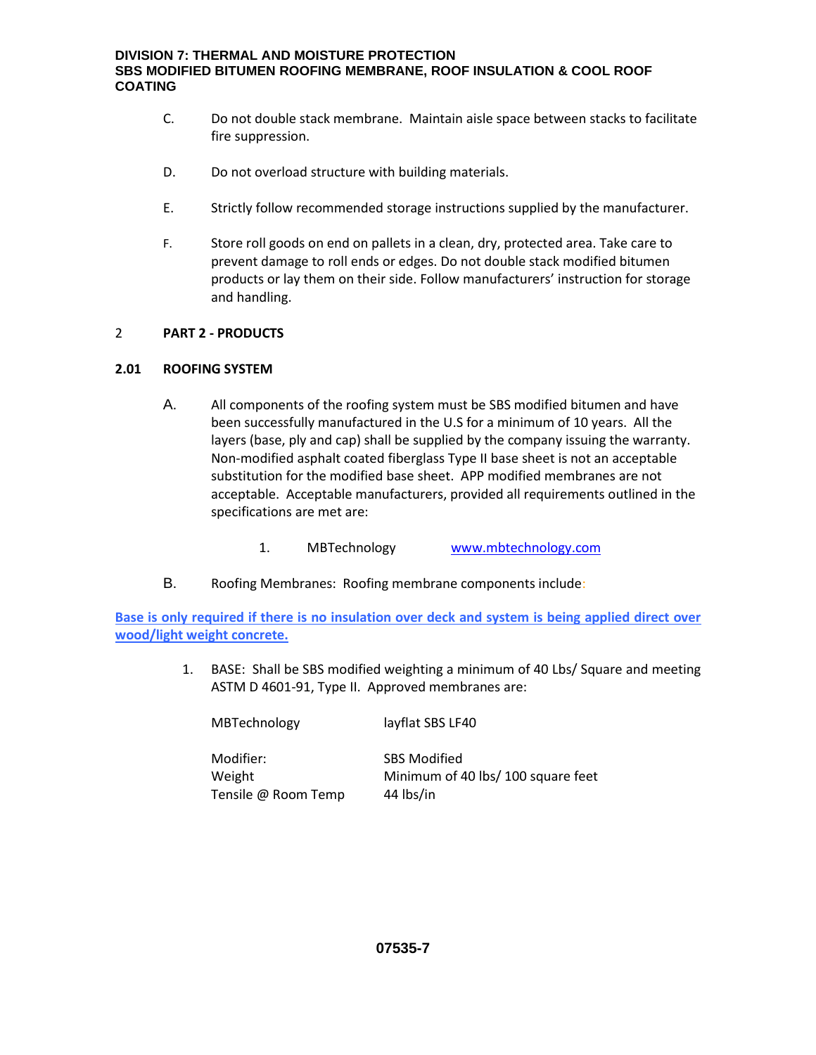C. Do not double stack membrane. Maintain aisle space between stacks to facilitate fire suppression.

D. Do not overload structure with building materials.

E. Strictly follow recommended storage instructions supplied by the manufacturer.

F. Store roll goods on end on pallets in a clean, dry, protected area. Take care to prevent damage to roll ends or edges. Do not double stack modified bitumen products or lay them on their side. Follow manufacturers' instruction for storage and handling.

## 2 PART 2 - PRODUCTS

### 2.01 ROOFING SYSTEM

A. All components of the roofing system must be SBS modified bitumen and have been successfully manufactured in the U.S for a minimum of 10 years. All the layers (base, ply and cap) shall be supplied by the company issuing the warranty. Non-modified asphalt coated fiberglass Type II base sheet is not an acceptable substitution for the modified base sheet. APP modified membranes are not acceptable. Acceptable manufacturers, provided all requirements outlined in the specifications are met are:

1. MBTechnology www.mbtechnology.com

B. Roofing Membranes: Roofing membrane components include:

**Base is only required if there is no insulation over deck and system is being applied direct over wood/light weight concrete.**

1. BASE: Shall be SBS modified weighting a minimum of 40 Lbs/ Square and meeting ASTM D 4601-91, Type II. Approved membranes are:

| | |
|---|---|
| MBTechnology | layflat SBS LF40 |
| Modifier: | SBS Modified |
| Weight | Minimum of 40 lbs/ 100 square feet |
| Tensile @ Room Temp | 44 lbs/in |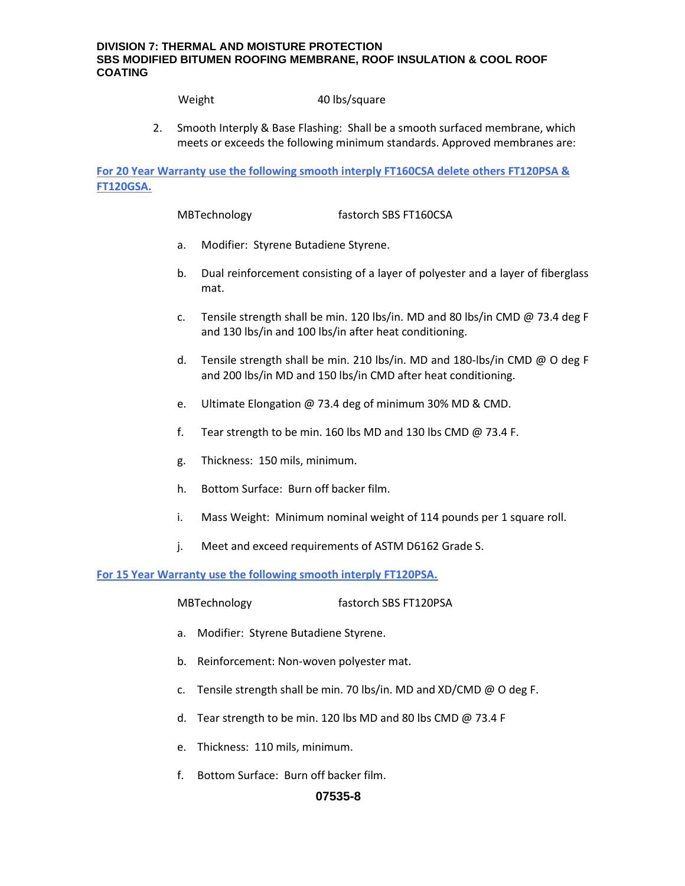Weight 40 lbs/square

2. Smooth Interply & Base Flashing: Shall be a smooth surfaced membrane, which meets or exceeds the following minimum standards. Approved membranes are:

**For 20 Year Warranty use the following smooth interply FT160CSA delete others FT120PSA & FT120GSA.**

MBTechnology fastorch SBS FT160CSA

a. Modifier: Styrene Butadiene Styrene.

b. Dual reinforcement consisting of a layer of polyester and a layer of fiberglass mat.

c. Tensile strength shall be min. 120 lbs/in. MD and 80 lbs/in CMD @ 73.4 deg F and 130 lbs/in and 100 lbs/in after heat conditioning.

d. Tensile strength shall be min. 210 lbs/in. MD and 180-lbs/in CMD @ O deg F and 200 lbs/in MD and 150 lbs/in CMD after heat conditioning.

e. Ultimate Elongation @ 73.4 deg of minimum 30% MD & CMD.

f. Tear strength to be min. 160 lbs MD and 130 lbs CMD @ 73.4 F.

g. Thickness: 150 mils, minimum.

h. Bottom Surface: Burn off backer film.

i. Mass Weight: Minimum nominal weight of 114 pounds per 1 square roll.

j. Meet and exceed requirements of ASTM D6162 Grade S.

**For 15 Year Warranty use the following smooth interply FT120PSA.**

MBTechnology fastorch SBS FT120PSA

a. Modifier: Styrene Butadiene Styrene.

b. Reinforcement: Non-woven polyester mat.

c. Tensile strength shall be min. 70 lbs/in. MD and XD/CMD @ O deg F.

d. Tear strength to be min. 120 lbs MD and 80 lbs CMD @ 73.4 F

e. Thickness: 110 mils, minimum.

f. Bottom Surface: Burn off backer film.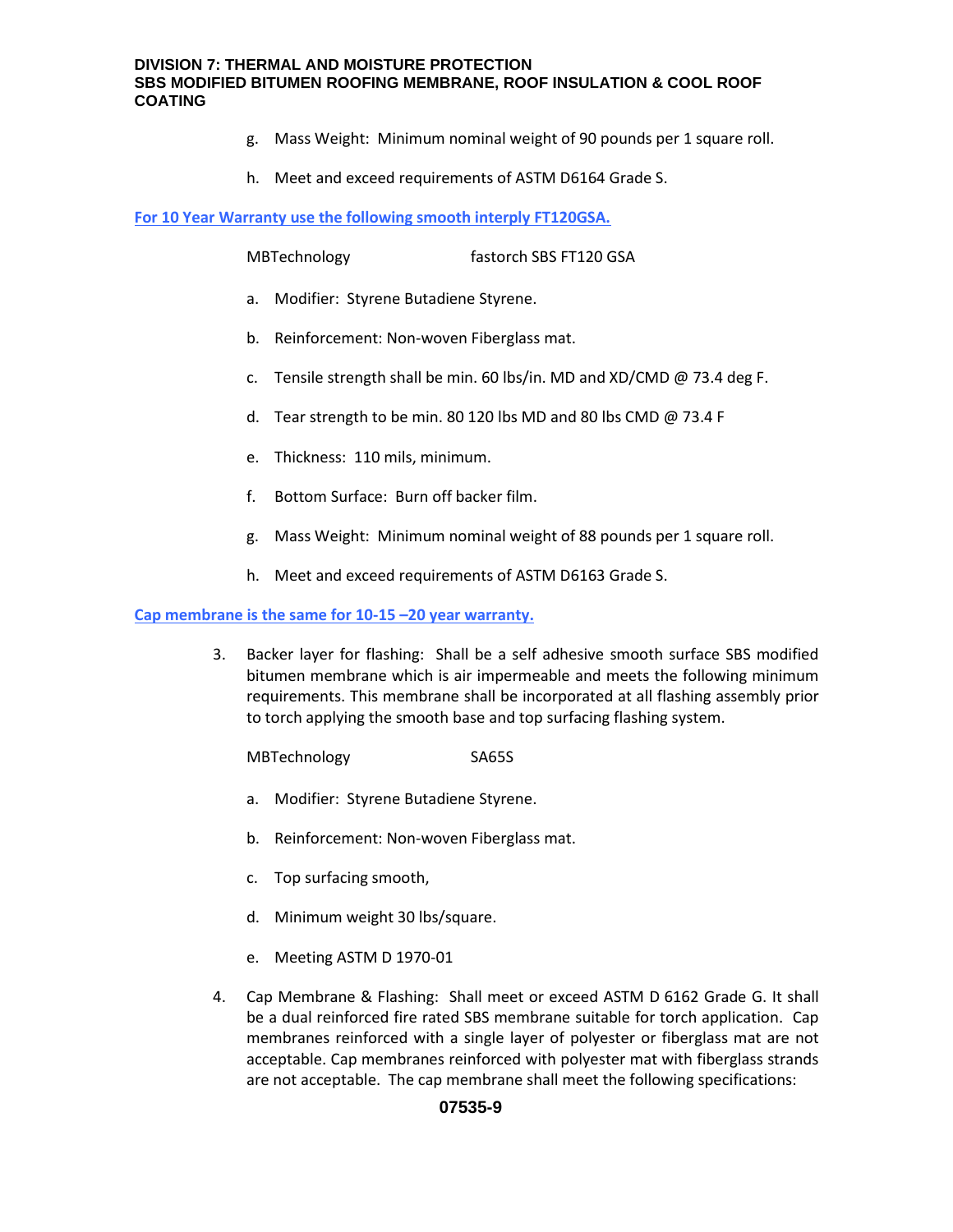g. Mass Weight: Minimum nominal weight of 90 pounds per 1 square roll.

h. Meet and exceed requirements of ASTM D6164 Grade S.

**For 10 Year Warranty use the following smooth interply FT120GSA.**

MBTechnology fastorch SBS FT120 GSA

a. Modifier: Styrene Butadiene Styrene.

b. Reinforcement: Non-woven Fiberglass mat.

c. Tensile strength shall be min. 60 lbs/in. MD and XD/CMD @ 73.4 deg F.

d. Tear strength to be min. 80 120 lbs MD and 80 lbs CMD @ 73.4 F

e. Thickness: 110 mils, minimum.

f. Bottom Surface: Burn off backer film.

g. Mass Weight: Minimum nominal weight of 88 pounds per 1 square roll.

h. Meet and exceed requirements of ASTM D6163 Grade S.

**Cap membrane is the same for 10-15 –20 year warranty.**

3. Backer layer for flashing: Shall be a self adhesive smooth surface SBS modified bitumen membrane which is air impermeable and meets the following minimum requirements. This membrane shall be incorporated at all flashing assembly prior to torch applying the smooth base and top surfacing flashing system.

   MBTechnology SA65S

   a. Modifier: Styrene Butadiene Styrene.

   b. Reinforcement: Non-woven Fiberglass mat.

   c. Top surfacing smooth,

   d. Minimum weight 30 lbs/square.

   e. Meeting ASTM D 1970-01

4. Cap Membrane & Flashing: Shall meet or exceed ASTM D 6162 Grade G. It shall be a dual reinforced fire rated SBS membrane suitable for torch application. Cap membranes reinforced with a single layer of polyester or fiberglass mat are not acceptable. Cap membranes reinforced with polyester mat with fiberglass strands are not acceptable. The cap membrane shall meet the following specifications: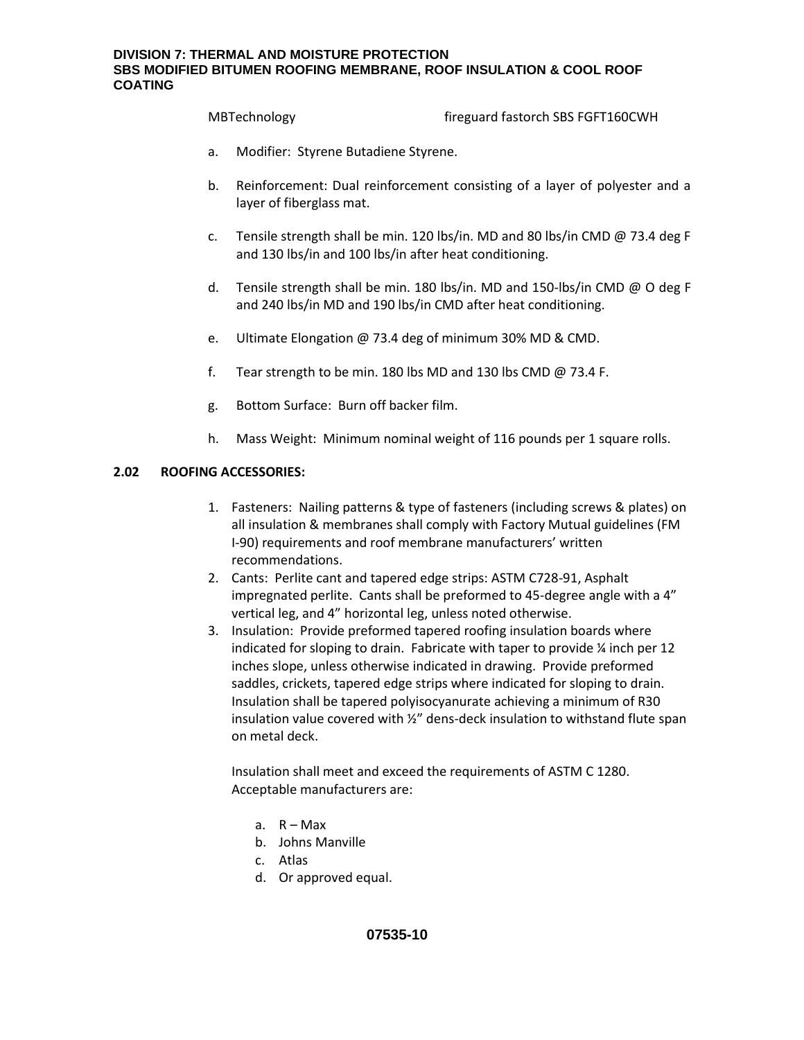MBTechnology fireguard fastorch SBS FGFT160CWH

a. Modifier: Styrene Butadiene Styrene.

b. Reinforcement: Dual reinforcement consisting of a layer of polyester and a layer of fiberglass mat.

c. Tensile strength shall be min. 120 lbs/in. MD and 80 lbs/in CMD @ 73.4 deg F and 130 lbs/in and 100 lbs/in after heat conditioning.

d. Tensile strength shall be min. 180 lbs/in. MD and 150-lbs/in CMD @ O deg F and 240 lbs/in MD and 190 lbs/in CMD after heat conditioning.

e. Ultimate Elongation @ 73.4 deg of minimum 30% MD & CMD.

f. Tear strength to be min. 180 lbs MD and 130 lbs CMD @ 73.4 F.

g. Bottom Surface: Burn off backer film.

h. Mass Weight: Minimum nominal weight of 116 pounds per 1 square rolls.

**2.02 ROOFING ACCESSORIES:**

1. Fasteners: Nailing patterns & type of fasteners (including screws & plates) on all insulation & membranes shall comply with Factory Mutual guidelines (FM I-90) requirements and roof membrane manufacturers' written recommendations.
2. Cants: Perlite cant and tapered edge strips: ASTM C728-91, Asphalt impregnated perlite. Cants shall be preformed to 45-degree angle with a 4" vertical leg, and 4" horizontal leg, unless noted otherwise.
3. Insulation: Provide preformed tapered roofing insulation boards where indicated for sloping to drain. Fabricate with taper to provide ¼ inch per 12 inches slope, unless otherwise indicated in drawing. Provide preformed saddles, crickets, tapered edge strips where indicated for sloping to drain. Insulation shall be tapered polyisocyanurate achieving a minimum of R30 insulation value covered with ½" dens-deck insulation to withstand flute span on metal deck.

   Insulation shall meet and exceed the requirements of ASTM C 1280. Acceptable manufacturers are:

   a. R – Max
   b. Johns Manville
   c. Atlas
   d. Or approved equal.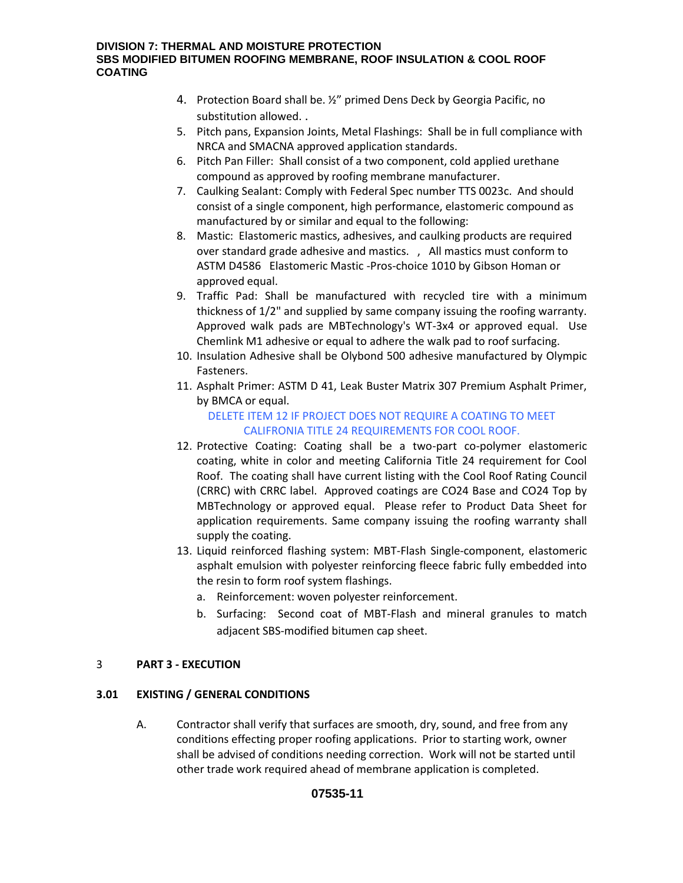4. Protection Board shall be. ½" primed Dens Deck by Georgia Pacific, no substitution allowed. .
5. Pitch pans, Expansion Joints, Metal Flashings: Shall be in full compliance with NRCA and SMACNA approved application standards.
6. Pitch Pan Filler: Shall consist of a two component, cold applied urethane compound as approved by roofing membrane manufacturer.
7. Caulking Sealant: Comply with Federal Spec number TTS 0023c. And should consist of a single component, high performance, elastomeric compound as manufactured by or similar and equal to the following:
8. Mastic: Elastomeric mastics, adhesives, and caulking products are required over standard grade adhesive and mastics. , All mastics must conform to ASTM D4586 Elastomeric Mastic -Pros-choice 1010 by Gibson Homan or approved equal.
9. Traffic Pad: Shall be manufactured with recycled tire with a minimum thickness of 1/2" and supplied by same company issuing the roofing warranty. Approved walk pads are MBTechnology's WT-3x4 or approved equal. Use Chemlink M1 adhesive or equal to adhere the walk pad to roof surfacing.
10. Insulation Adhesive shall be Olybond 500 adhesive manufactured by Olympic Fasteners.
11. Asphalt Primer: ASTM D 41, Leak Buster Matrix 307 Premium Asphalt Primer, by BMCA or equal.

    DELETE ITEM 12 IF PROJECT DOES NOT REQUIRE A COATING TO MEET CALIFRONIA TITLE 24 REQUIREMENTS FOR COOL ROOF.

12. Protective Coating: Coating shall be a two-part co-polymer elastomeric coating, white in color and meeting California Title 24 requirement for Cool Roof. The coating shall have current listing with the Cool Roof Rating Council (CRRC) with CRRC label. Approved coatings are CO24 Base and CO24 Top by MBTechnology or approved equal. Please refer to Product Data Sheet for application requirements. Same company issuing the roofing warranty shall supply the coating.
13. Liquid reinforced flashing system: MBT-Flash Single-component, elastomeric asphalt emulsion with polyester reinforcing fleece fabric fully embedded into the resin to form roof system flashings.
    a. Reinforcement: woven polyester reinforcement.
    b. Surfacing: Second coat of MBT-Flash and mineral granules to match adjacent SBS-modified bitumen cap sheet.

## 3 PART 3 - EXECUTION

### 3.01 EXISTING / GENERAL CONDITIONS

A. Contractor shall verify that surfaces are smooth, dry, sound, and free from any conditions effecting proper roofing applications. Prior to starting work, owner shall be advised of conditions needing correction. Work will not be started until other trade work required ahead of membrane application is completed.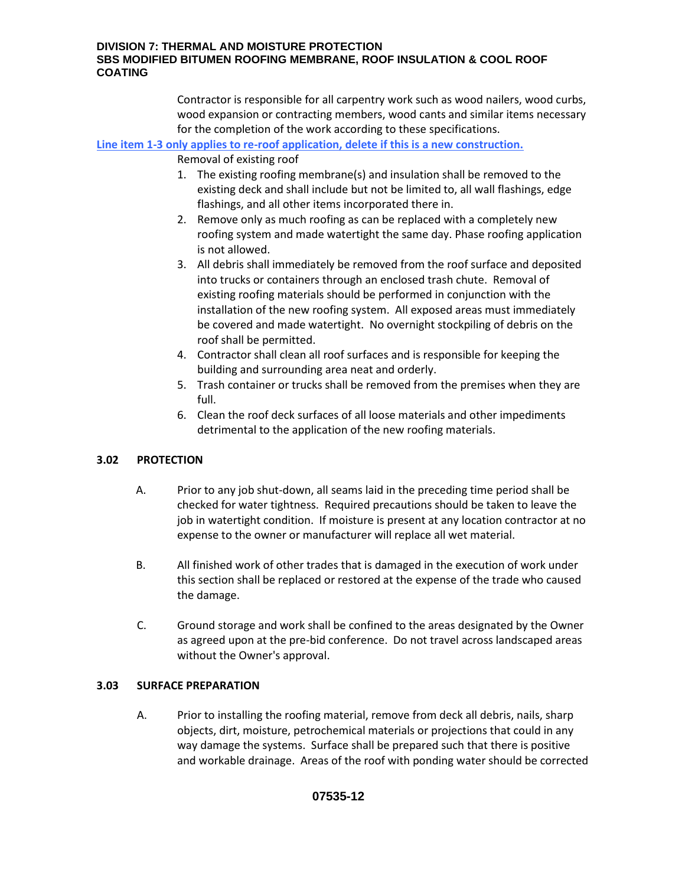Contractor is responsible for all carpentry work such as wood nailers, wood curbs, wood expansion or contracting members, wood cants and similar items necessary for the completion of the work according to these specifications.

**Line item 1-3 only applies to re-roof application, delete if this is a new construction.**

Removal of existing roof

1. The existing roofing membrane(s) and insulation shall be removed to the existing deck and shall include but not be limited to, all wall flashings, edge flashings, and all other items incorporated there in.
2. Remove only as much roofing as can be replaced with a completely new roofing system and made watertight the same day. Phase roofing application is not allowed.
3. All debris shall immediately be removed from the roof surface and deposited into trucks or containers through an enclosed trash chute. Removal of existing roofing materials should be performed in conjunction with the installation of the new roofing system. All exposed areas must immediately be covered and made watertight. No overnight stockpiling of debris on the roof shall be permitted.
4. Contractor shall clean all roof surfaces and is responsible for keeping the building and surrounding area neat and orderly.
5. Trash container or trucks shall be removed from the premises when they are full.
6. Clean the roof deck surfaces of all loose materials and other impediments detrimental to the application of the new roofing materials.

### 3.02 PROTECTION

A. Prior to any job shut-down, all seams laid in the preceding time period shall be checked for water tightness. Required precautions should be taken to leave the job in watertight condition. If moisture is present at any location contractor at no expense to the owner or manufacturer will replace all wet material.

B. All finished work of other trades that is damaged in the execution of work under this section shall be replaced or restored at the expense of the trade who caused the damage.

C. Ground storage and work shall be confined to the areas designated by the Owner as agreed upon at the pre-bid conference. Do not travel across landscaped areas without the Owner's approval.

### 3.03 SURFACE PREPARATION

A. Prior to installing the roofing material, remove from deck all debris, nails, sharp objects, dirt, moisture, petrochemical materials or projections that could in any way damage the systems. Surface shall be prepared such that there is positive and workable drainage. Areas of the roof with ponding water should be corrected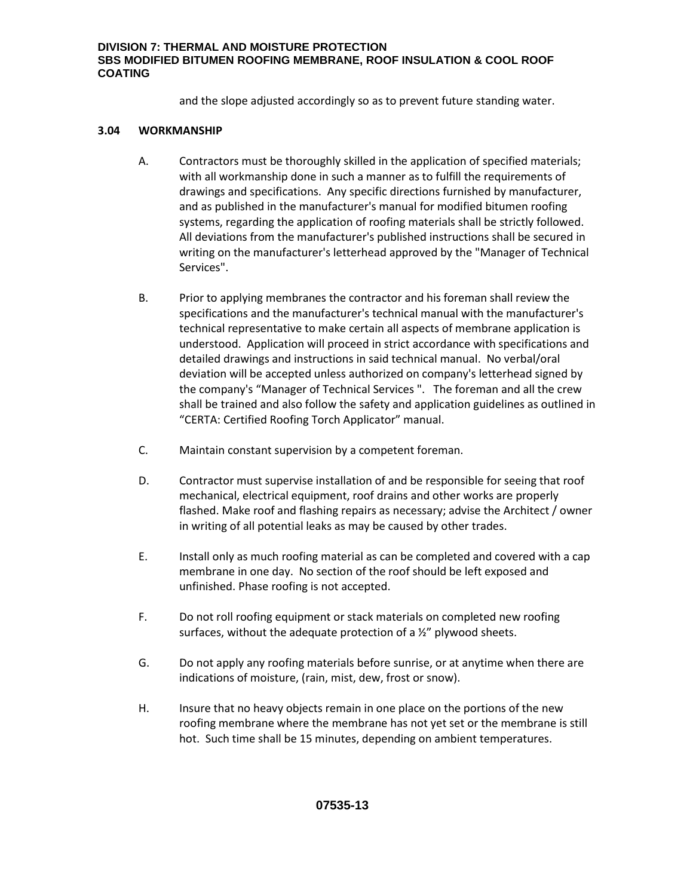and the slope adjusted accordingly so as to prevent future standing water.

**3.04 WORKMANSHIP**

A. Contractors must be thoroughly skilled in the application of specified materials; with all workmanship done in such a manner as to fulfill the requirements of drawings and specifications. Any specific directions furnished by manufacturer, and as published in the manufacturer's manual for modified bitumen roofing systems, regarding the application of roofing materials shall be strictly followed. All deviations from the manufacturer's published instructions shall be secured in writing on the manufacturer's letterhead approved by the "Manager of Technical Services".

B. Prior to applying membranes the contractor and his foreman shall review the specifications and the manufacturer's technical manual with the manufacturer's technical representative to make certain all aspects of membrane application is understood. Application will proceed in strict accordance with specifications and detailed drawings and instructions in said technical manual. No verbal/oral deviation will be accepted unless authorized on company's letterhead signed by the company's "Manager of Technical Services ". The foreman and all the crew shall be trained and also follow the safety and application guidelines as outlined in "CERTA: Certified Roofing Torch Applicator" manual.

C. Maintain constant supervision by a competent foreman.

D. Contractor must supervise installation of and be responsible for seeing that roof mechanical, electrical equipment, roof drains and other works are properly flashed. Make roof and flashing repairs as necessary; advise the Architect / owner in writing of all potential leaks as may be caused by other trades.

E. Install only as much roofing material as can be completed and covered with a cap membrane in one day. No section of the roof should be left exposed and unfinished. Phase roofing is not accepted.

F. Do not roll roofing equipment or stack materials on completed new roofing surfaces, without the adequate protection of a ½" plywood sheets.

G. Do not apply any roofing materials before sunrise, or at anytime when there are indications of moisture, (rain, mist, dew, frost or snow).

H. Insure that no heavy objects remain in one place on the portions of the new roofing membrane where the membrane has not yet set or the membrane is still hot. Such time shall be 15 minutes, depending on ambient temperatures.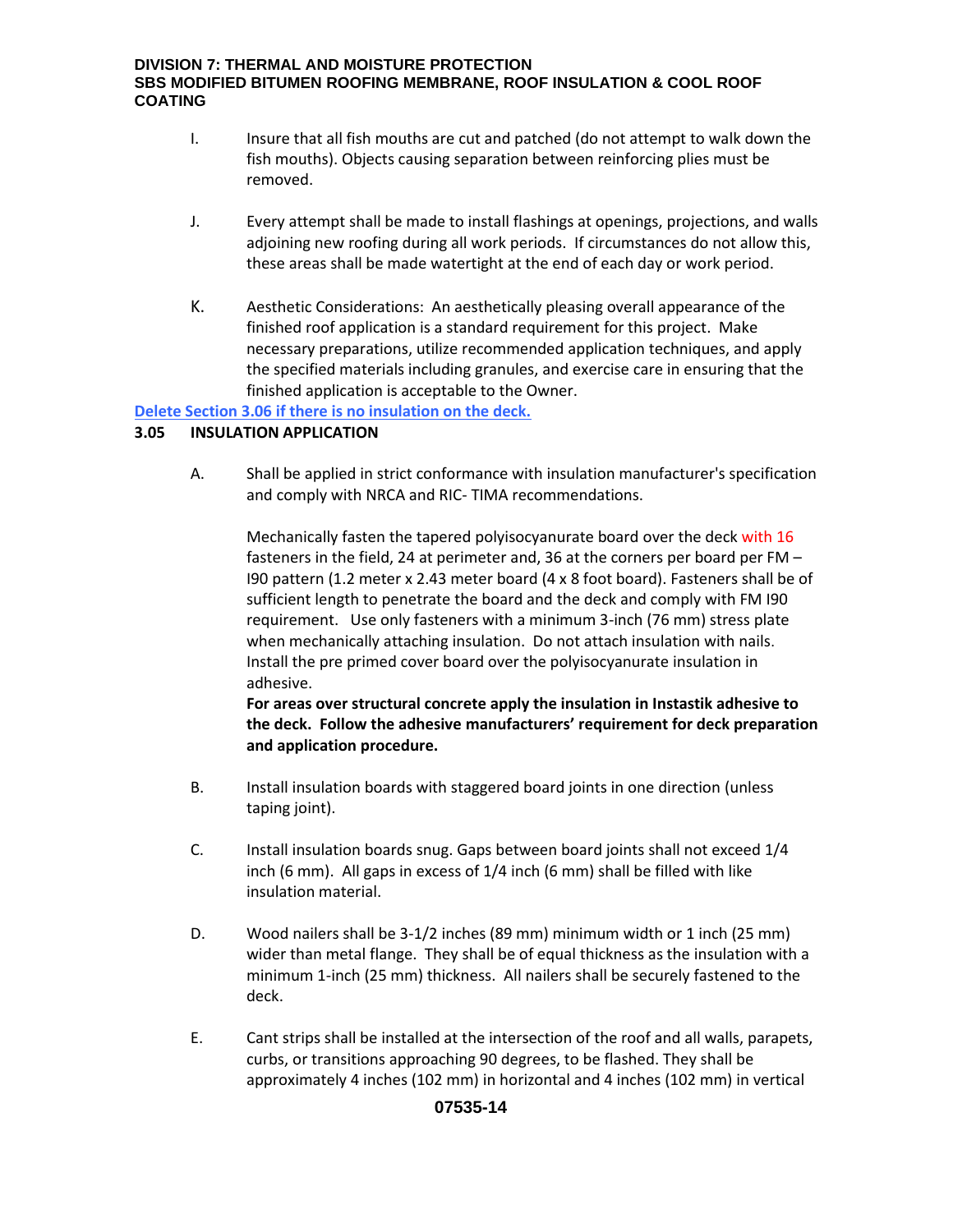I. Insure that all fish mouths are cut and patched (do not attempt to walk down the fish mouths). Objects causing separation between reinforcing plies must be removed.

J. Every attempt shall be made to install flashings at openings, projections, and walls adjoining new roofing during all work periods. If circumstances do not allow this, these areas shall be made watertight at the end of each day or work period.

K. Aesthetic Considerations: An aesthetically pleasing overall appearance of the finished roof application is a standard requirement for this project. Make necessary preparations, utilize recommended application techniques, and apply the specified materials including granules, and exercise care in ensuring that the finished application is acceptable to the Owner.

**Delete Section 3.06 if there is no insulation on the deck.**

### 3.05 INSULATION APPLICATION

A. Shall be applied in strict conformance with insulation manufacturer's specification and comply with NRCA and RIC- TIMA recommendations.

Mechanically fasten the tapered polyisocyanurate board over the deck with 16 fasteners in the field, 24 at perimeter and, 36 at the corners per board per FM – I90 pattern (1.2 meter x 2.43 meter board (4 x 8 foot board). Fasteners shall be of sufficient length to penetrate the board and the deck and comply with FM I90 requirement. Use only fasteners with a minimum 3-inch (76 mm) stress plate when mechanically attaching insulation. Do not attach insulation with nails. Install the pre primed cover board over the polyisocyanurate insulation in adhesive.

**For areas over structural concrete apply the insulation in Instastik adhesive to the deck. Follow the adhesive manufacturers' requirement for deck preparation and application procedure.**

B. Install insulation boards with staggered board joints in one direction (unless taping joint).

C. Install insulation boards snug. Gaps between board joints shall not exceed 1/4 inch (6 mm). All gaps in excess of 1/4 inch (6 mm) shall be filled with like insulation material.

D. Wood nailers shall be 3-1/2 inches (89 mm) minimum width or 1 inch (25 mm) wider than metal flange. They shall be of equal thickness as the insulation with a minimum 1-inch (25 mm) thickness. All nailers shall be securely fastened to the deck.

E. Cant strips shall be installed at the intersection of the roof and all walls, parapets, curbs, or transitions approaching 90 degrees, to be flashed. They shall be approximately 4 inches (102 mm) in horizontal and 4 inches (102 mm) in vertical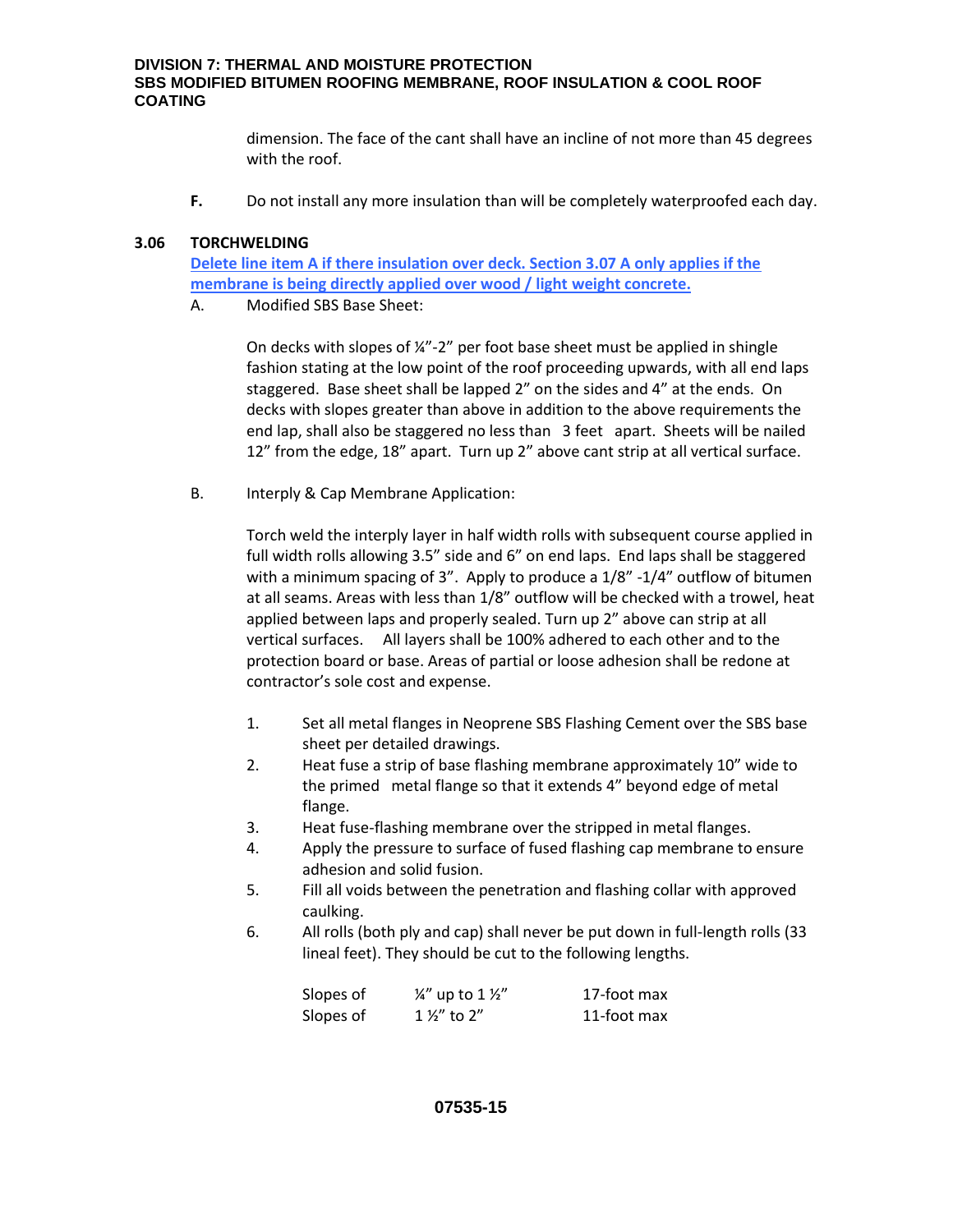dimension. The face of the cant shall have an incline of not more than 45 degrees with the roof.

**F.** Do not install any more insulation than will be completely waterproofed each day.

### 3.06 TORCHWELDING

**Delete line item A if there insulation over deck. Section 3.07 A only applies if the membrane is being directly applied over wood / light weight concrete.**

A. Modified SBS Base Sheet:

On decks with slopes of ¼"-2" per foot base sheet must be applied in shingle fashion stating at the low point of the roof proceeding upwards, with all end laps staggered. Base sheet shall be lapped 2" on the sides and 4" at the ends. On decks with slopes greater than above in addition to the above requirements the end lap, shall also be staggered no less than 3 feet apart. Sheets will be nailed 12" from the edge, 18" apart. Turn up 2" above cant strip at all vertical surface.

B. Interply & Cap Membrane Application:

Torch weld the interply layer in half width rolls with subsequent course applied in full width rolls allowing 3.5" side and 6" on end laps. End laps shall be staggered with a minimum spacing of 3". Apply to produce a 1/8" -1/4" outflow of bitumen at all seams. Areas with less than 1/8" outflow will be checked with a trowel, heat applied between laps and properly sealed. Turn up 2" above can strip at all vertical surfaces. All layers shall be 100% adhered to each other and to the protection board or base. Areas of partial or loose adhesion shall be redone at contractor's sole cost and expense.

1. Set all metal flanges in Neoprene SBS Flashing Cement over the SBS base sheet per detailed drawings.
2. Heat fuse a strip of base flashing membrane approximately 10" wide to the primed metal flange so that it extends 4" beyond edge of metal flange.
3. Heat fuse-flashing membrane over the stripped in metal flanges.
4. Apply the pressure to surface of fused flashing cap membrane to ensure adhesion and solid fusion.
5. Fill all voids between the penetration and flashing collar with approved caulking.
6. All rolls (both ply and cap) shall never be put down in full-length rolls (33 lineal feet). They should be cut to the following lengths.

| | | |
|---|---|---|
| Slopes of | ¼" up to 1 ½" | 17-foot max |
| Slopes of | 1 ½" to 2" | 11-foot max |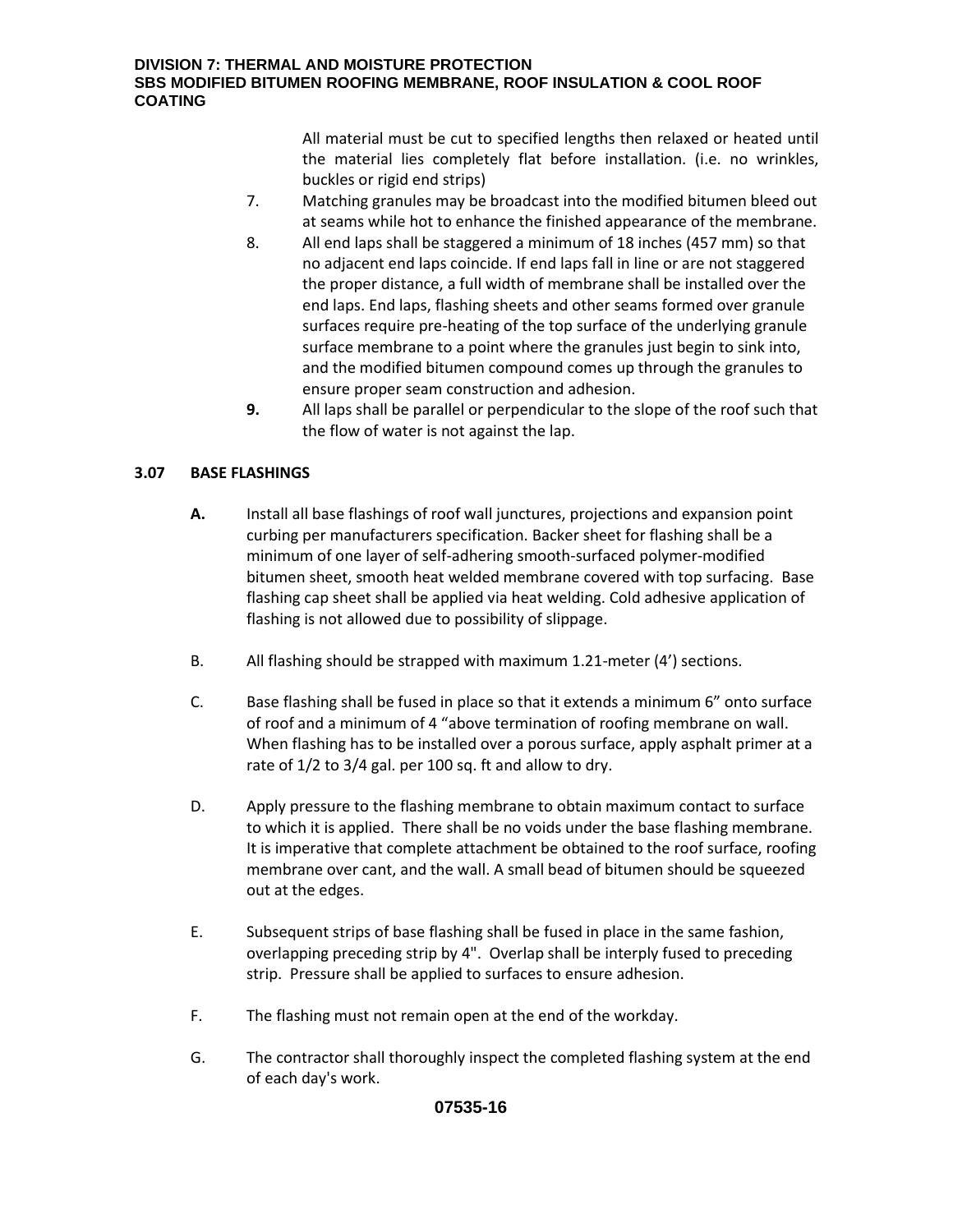All material must be cut to specified lengths then relaxed or heated until the material lies completely flat before installation. (i.e. no wrinkles, buckles or rigid end strips)

7. Matching granules may be broadcast into the modified bitumen bleed out at seams while hot to enhance the finished appearance of the membrane.
8. All end laps shall be staggered a minimum of 18 inches (457 mm) so that no adjacent end laps coincide. If end laps fall in line or are not staggered the proper distance, a full width of membrane shall be installed over the end laps. End laps, flashing sheets and other seams formed over granule surfaces require pre-heating of the top surface of the underlying granule surface membrane to a point where the granules just begin to sink into, and the modified bitumen compound comes up through the granules to ensure proper seam construction and adhesion.
9. All laps shall be parallel or perpendicular to the slope of the roof such that the flow of water is not against the lap.

### 3.07 BASE FLASHINGS

**A.** Install all base flashings of roof wall junctures, projections and expansion point curbing per manufacturers specification. Backer sheet for flashing shall be a minimum of one layer of self-adhering smooth-surfaced polymer-modified bitumen sheet, smooth heat welded membrane covered with top surfacing. Base flashing cap sheet shall be applied via heat welding. Cold adhesive application of flashing is not allowed due to possibility of slippage.

B. All flashing should be strapped with maximum 1.21-meter (4') sections.

C. Base flashing shall be fused in place so that it extends a minimum 6" onto surface of roof and a minimum of 4 "above termination of roofing membrane on wall. When flashing has to be installed over a porous surface, apply asphalt primer at a rate of 1/2 to 3/4 gal. per 100 sq. ft and allow to dry.

D. Apply pressure to the flashing membrane to obtain maximum contact to surface to which it is applied. There shall be no voids under the base flashing membrane. It is imperative that complete attachment be obtained to the roof surface, roofing membrane over cant, and the wall. A small bead of bitumen should be squeezed out at the edges.

E. Subsequent strips of base flashing shall be fused in place in the same fashion, overlapping preceding strip by 4". Overlap shall be interply fused to preceding strip. Pressure shall be applied to surfaces to ensure adhesion.

F. The flashing must not remain open at the end of the workday.

G. The contractor shall thoroughly inspect the completed flashing system at the end of each day's work.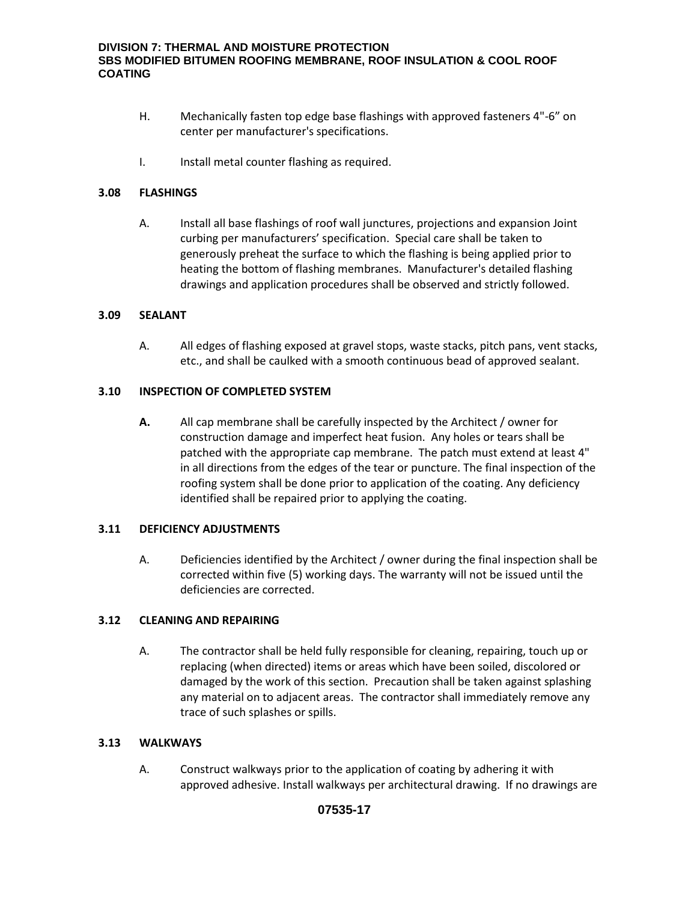H. Mechanically fasten top edge base flashings with approved fasteners 4"-6" on center per manufacturer's specifications.

I. Install metal counter flashing as required.

### 3.08 FLASHINGS

A. Install all base flashings of roof wall junctures, projections and expansion Joint curbing per manufacturers' specification. Special care shall be taken to generously preheat the surface to which the flashing is being applied prior to heating the bottom of flashing membranes. Manufacturer's detailed flashing drawings and application procedures shall be observed and strictly followed.

### 3.09 SEALANT

A. All edges of flashing exposed at gravel stops, waste stacks, pitch pans, vent stacks, etc., and shall be caulked with a smooth continuous bead of approved sealant.

### 3.10 INSPECTION OF COMPLETED SYSTEM

**A.** All cap membrane shall be carefully inspected by the Architect / owner for construction damage and imperfect heat fusion. Any holes or tears shall be patched with the appropriate cap membrane. The patch must extend at least 4" in all directions from the edges of the tear or puncture. The final inspection of the roofing system shall be done prior to application of the coating. Any deficiency identified shall be repaired prior to applying the coating.

### 3.11 DEFICIENCY ADJUSTMENTS

A. Deficiencies identified by the Architect / owner during the final inspection shall be corrected within five (5) working days. The warranty will not be issued until the deficiencies are corrected.

### 3.12 CLEANING AND REPAIRING

A. The contractor shall be held fully responsible for cleaning, repairing, touch up or replacing (when directed) items or areas which have been soiled, discolored or damaged by the work of this section. Precaution shall be taken against splashing any material on to adjacent areas. The contractor shall immediately remove any trace of such splashes or spills.

### 3.13 WALKWAYS

A. Construct walkways prior to the application of coating by adhering it with approved adhesive. Install walkways per architectural drawing. If no drawings are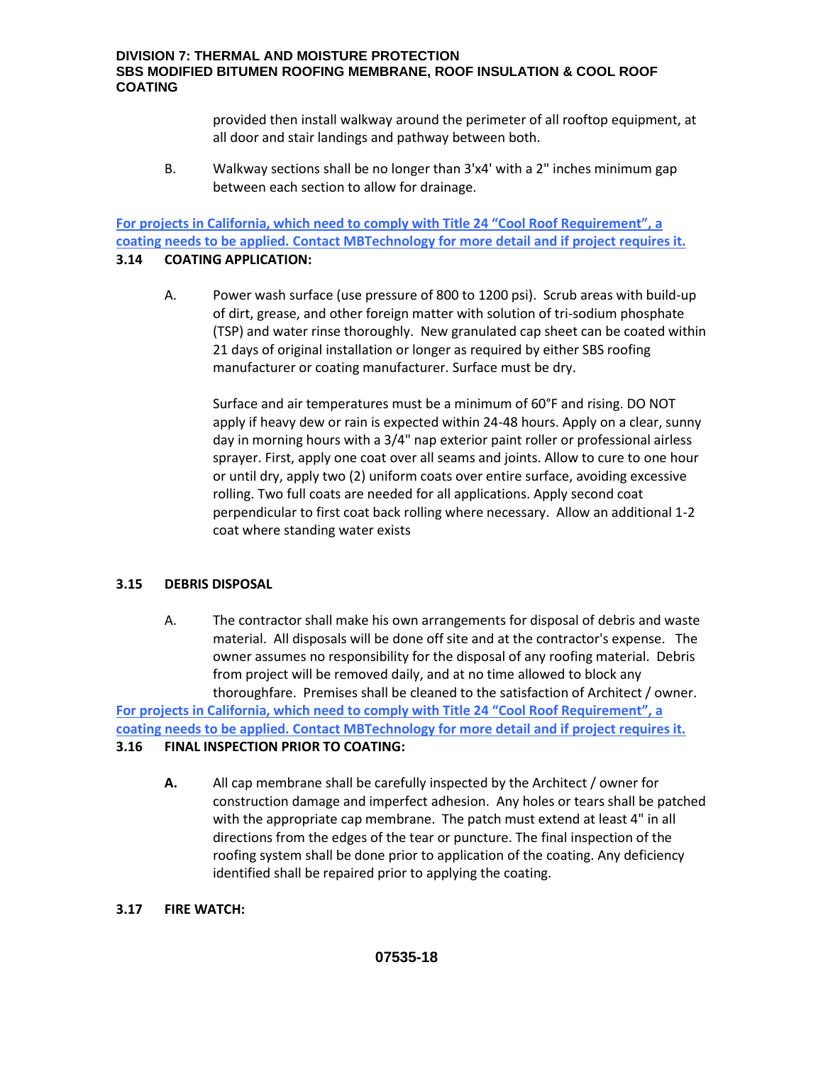provided then install walkway around the perimeter of all rooftop equipment, at all door and stair landings and pathway between both.

B. Walkway sections shall be no longer than 3'x4' with a 2" inches minimum gap between each section to allow for drainage.

**For projects in California, which need to comply with Title 24 "Cool Roof Requirement", a coating needs to be applied. Contact MBTechnology for more detail and if project requires it.**

### 3.14 COATING APPLICATION:

A. Power wash surface (use pressure of 800 to 1200 psi). Scrub areas with build-up of dirt, grease, and other foreign matter with solution of tri-sodium phosphate (TSP) and water rinse thoroughly. New granulated cap sheet can be coated within 21 days of original installation or longer as required by either SBS roofing manufacturer or coating manufacturer. Surface must be dry.

Surface and air temperatures must be a minimum of 60°F and rising. DO NOT apply if heavy dew or rain is expected within 24-48 hours. Apply on a clear, sunny day in morning hours with a 3/4" nap exterior paint roller or professional airless sprayer. First, apply one coat over all seams and joints. Allow to cure to one hour or until dry, apply two (2) uniform coats over entire surface, avoiding excessive rolling. Two full coats are needed for all applications. Apply second coat perpendicular to first coat back rolling where necessary. Allow an additional 1-2 coat where standing water exists

### 3.15 DEBRIS DISPOSAL

A. The contractor shall make his own arrangements for disposal of debris and waste material. All disposals will be done off site and at the contractor's expense. The owner assumes no responsibility for the disposal of any roofing material. Debris from project will be removed daily, and at no time allowed to block any thoroughfare. Premises shall be cleaned to the satisfaction of Architect / owner.

**For projects in California, which need to comply with Title 24 "Cool Roof Requirement", a coating needs to be applied. Contact MBTechnology for more detail and if project requires it.**

### 3.16 FINAL INSPECTION PRIOR TO COATING:

**A.** All cap membrane shall be carefully inspected by the Architect / owner for construction damage and imperfect adhesion. Any holes or tears shall be patched with the appropriate cap membrane. The patch must extend at least 4" in all directions from the edges of the tear or puncture. The final inspection of the roofing system shall be done prior to application of the coating. Any deficiency identified shall be repaired prior to applying the coating.

### 3.17 FIRE WATCH: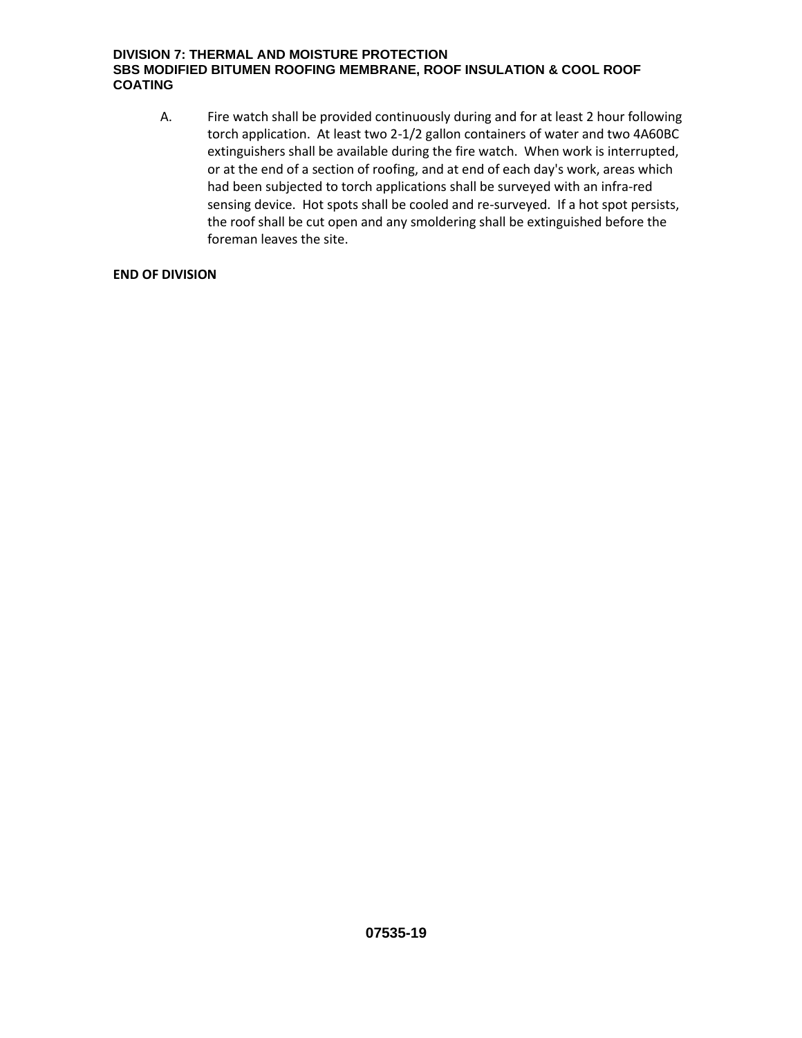A. Fire watch shall be provided continuously during and for at least 2 hour following torch application. At least two 2-1/2 gallon containers of water and two 4A60BC extinguishers shall be available during the fire watch. When work is interrupted, or at the end of a section of roofing, and at end of each day's work, areas which had been subjected to torch applications shall be surveyed with an infra-red sensing device. Hot spots shall be cooled and re-surveyed. If a hot spot persists, the roof shall be cut open and any smoldering shall be extinguished before the foreman leaves the site.

**END OF DIVISION**